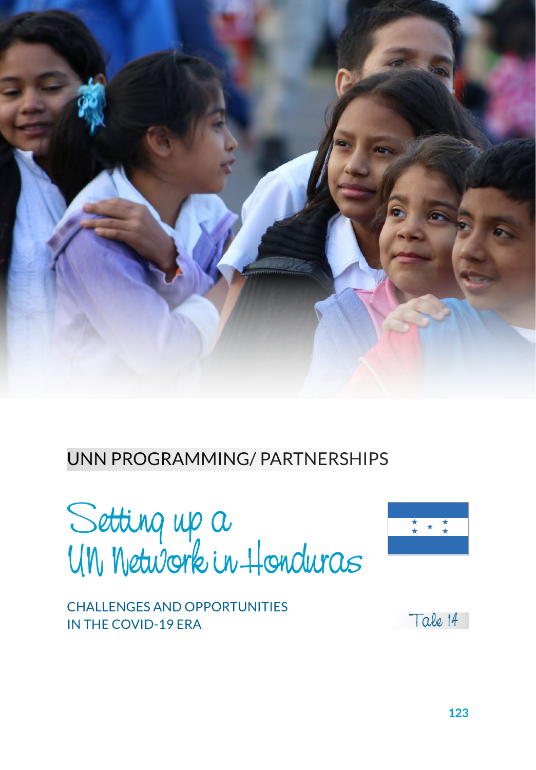UNN PROGRAMMING/ PARTNERSHIPS

# Setting up a UN Network in Honduras

## CHALLENGES AND OPPORTUNITIES IN THE COVID-19 ERA

Tale 14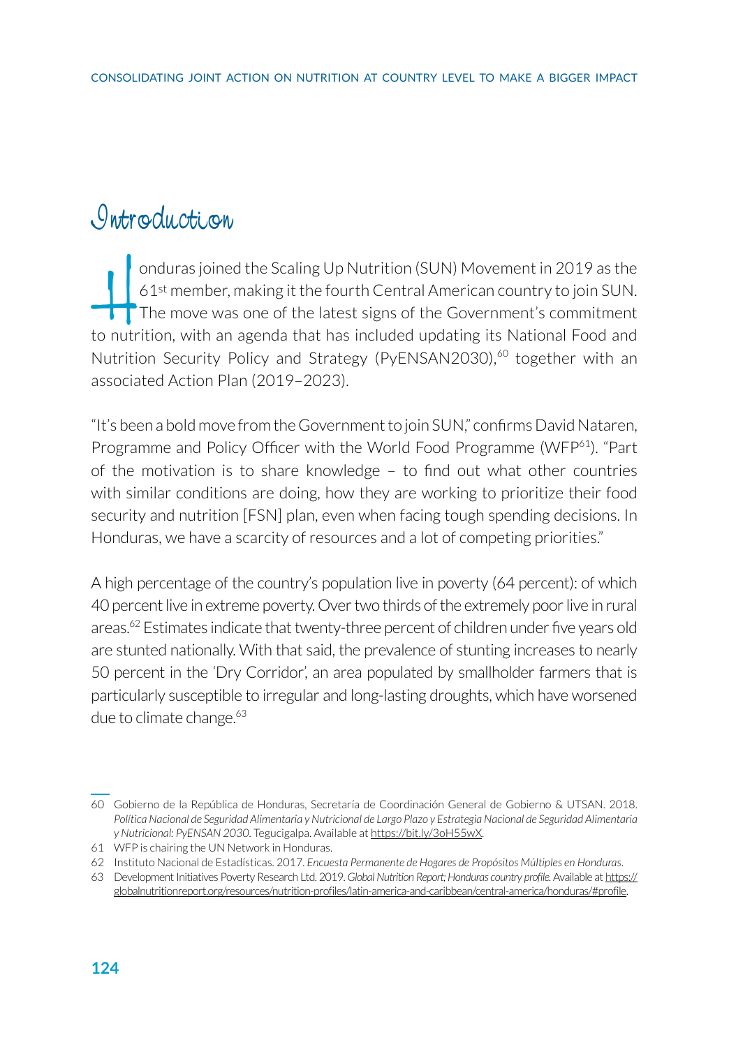# Introduction

Honduras joined the Scaling Up Nutrition (SUN) Movement in 2019 as the 61st member, making it the fourth Central American country to join SUN. The move was one of the latest signs of the Government's commitment to nutrition, with an agenda that has included updating its National Food and Nutrition Security Policy and Strategy (PyENSAN2030),[60] together with an associated Action Plan (2019–2023).

"It's been a bold move from the Government to join SUN," confirms David Nataren, Programme and Policy Officer with the World Food Programme (WFP[61]). "Part of the motivation is to share knowledge – to find out what other countries with similar conditions are doing, how they are working to prioritize their food security and nutrition [FSN] plan, even when facing tough spending decisions. In Honduras, we have a scarcity of resources and a lot of competing priorities."

A high percentage of the country's population live in poverty (64 percent): of which 40 percent live in extreme poverty. Over two thirds of the extremely poor live in rural areas.[62] Estimates indicate that twenty-three percent of children under five years old are stunted nationally. With that said, the prevalence of stunting increases to nearly 50 percent in the 'Dry Corridor', an area populated by smallholder farmers that is particularly susceptible to irregular and long-lasting droughts, which have worsened due to climate change.[63]

---

60 Gobierno de la República de Honduras, Secretaría de Coordinación General de Gobierno & UTSAN. 2018. *Política Nacional de Seguridad Alimentaria y Nutricional de Largo Plazo y Estrategia Nacional de Seguridad Alimentaria y Nutricional: PyENSAN 2030*. Tegucigalpa. Available at https://bit.ly/3oH55wX.

61 WFP is chairing the UN Network in Honduras.

62 Instituto Nacional de Estadísticas. 2017. *Encuesta Permanente de Hogares de Propósitos Múltiples en Honduras*.

63 Development Initiatives Poverty Research Ltd. 2019. *Global Nutrition Report; Honduras country profile.* Available at https://globalnutritionreport.org/resources/nutrition-profiles/latin-america-and-caribbean/central-america/honduras/#profile.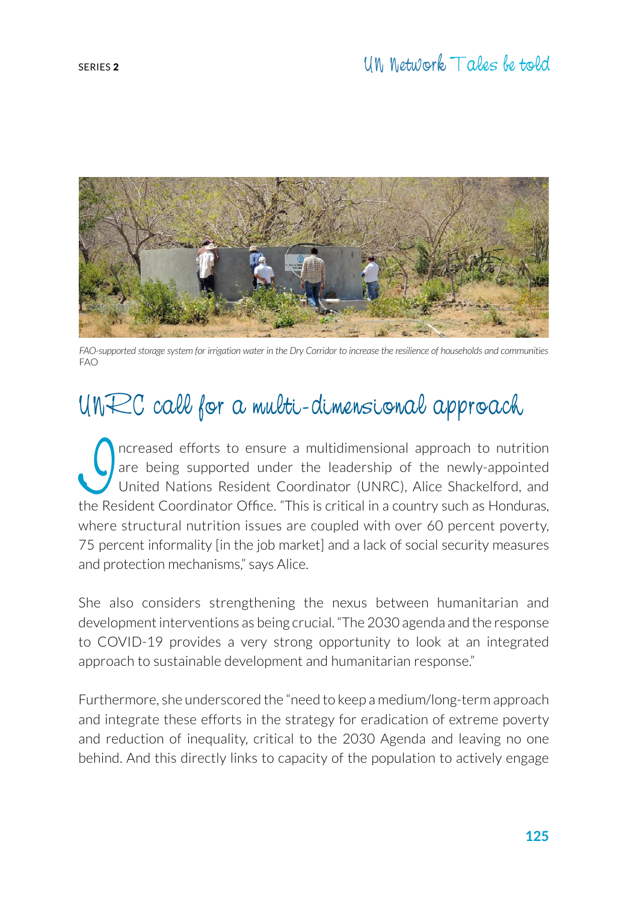*FAO-supported storage system for irrigation water in the Dry Corridor to increase the resilience of households and communities*
FAO

## UNRC call for a multi-dimensional approach

Increased efforts to ensure a multidimensional approach to nutrition are being supported under the leadership of the newly-appointed United Nations Resident Coordinator (UNRC), Alice Shackelford, and the Resident Coordinator Office. "This is critical in a country such as Honduras, where structural nutrition issues are coupled with over 60 percent poverty, 75 percent informality [in the job market] and a lack of social security measures and protection mechanisms," says Alice.

She also considers strengthening the nexus between humanitarian and development interventions as being crucial. "The 2030 agenda and the response to COVID-19 provides a very strong opportunity to look at an integrated approach to sustainable development and humanitarian response."

Furthermore, she underscored the "need to keep a medium/long-term approach and integrate these efforts in the strategy for eradication of extreme poverty and reduction of inequality, critical to the 2030 Agenda and leaving no one behind. And this directly links to capacity of the population to actively engage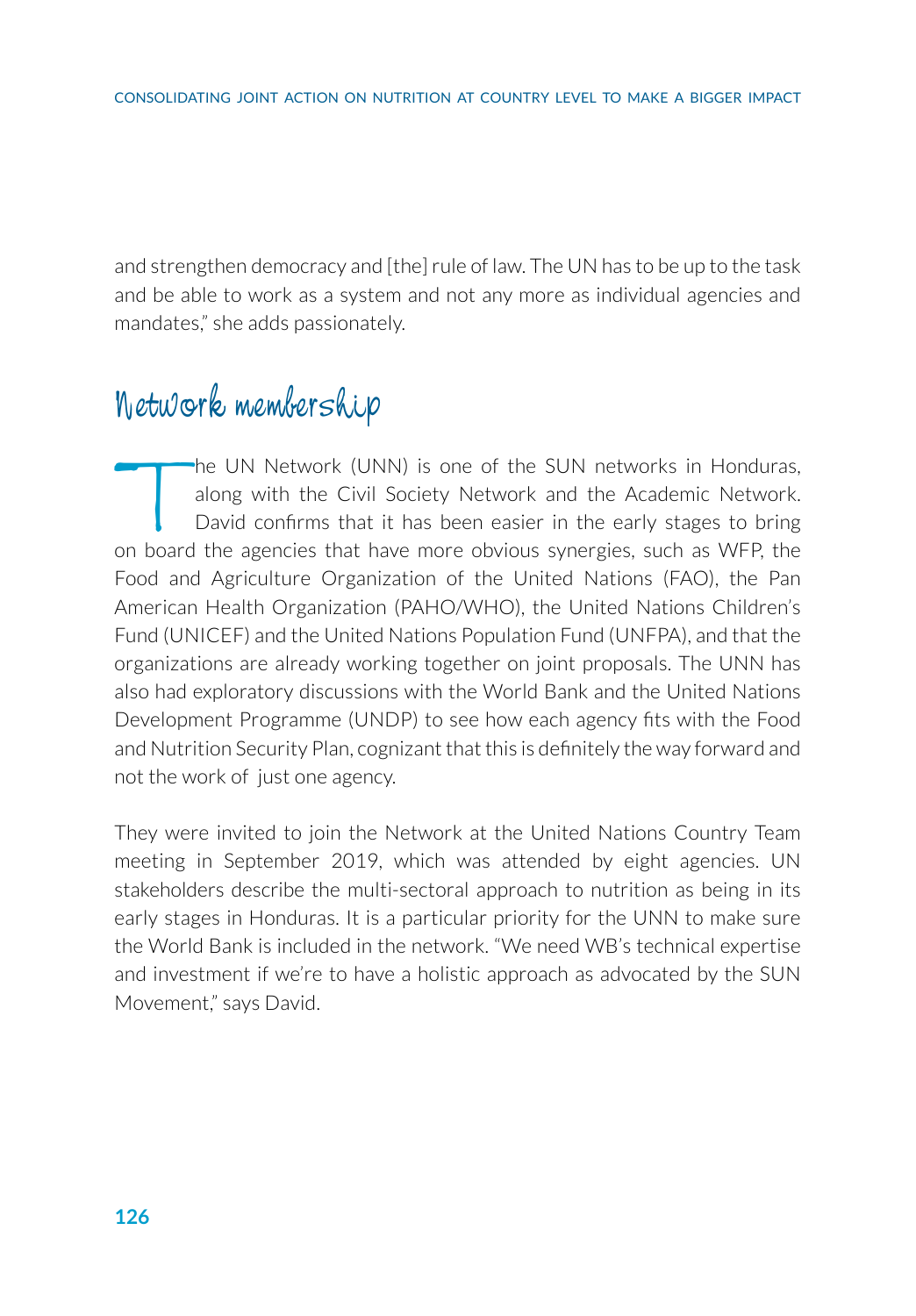and strengthen democracy and [the] rule of law. The UN has to be up to the task and be able to work as a system and not any more as individual agencies and mandates," she adds passionately.

## Network membership

The UN Network (UNN) is one of the SUN networks in Honduras, along with the Civil Society Network and the Academic Network. David confirms that it has been easier in the early stages to bring on board the agencies that have more obvious synergies, such as WFP, the Food and Agriculture Organization of the United Nations (FAO), the Pan American Health Organization (PAHO/WHO), the United Nations Children's Fund (UNICEF) and the United Nations Population Fund (UNFPA), and that the organizations are already working together on joint proposals. The UNN has also had exploratory discussions with the World Bank and the United Nations Development Programme (UNDP) to see how each agency fits with the Food and Nutrition Security Plan, cognizant that this is definitely the way forward and not the work of just one agency.

They were invited to join the Network at the United Nations Country Team meeting in September 2019, which was attended by eight agencies. UN stakeholders describe the multi-sectoral approach to nutrition as being in its early stages in Honduras. It is a particular priority for the UNN to make sure the World Bank is included in the network. "We need WB's technical expertise and investment if we're to have a holistic approach as advocated by the SUN Movement," says David.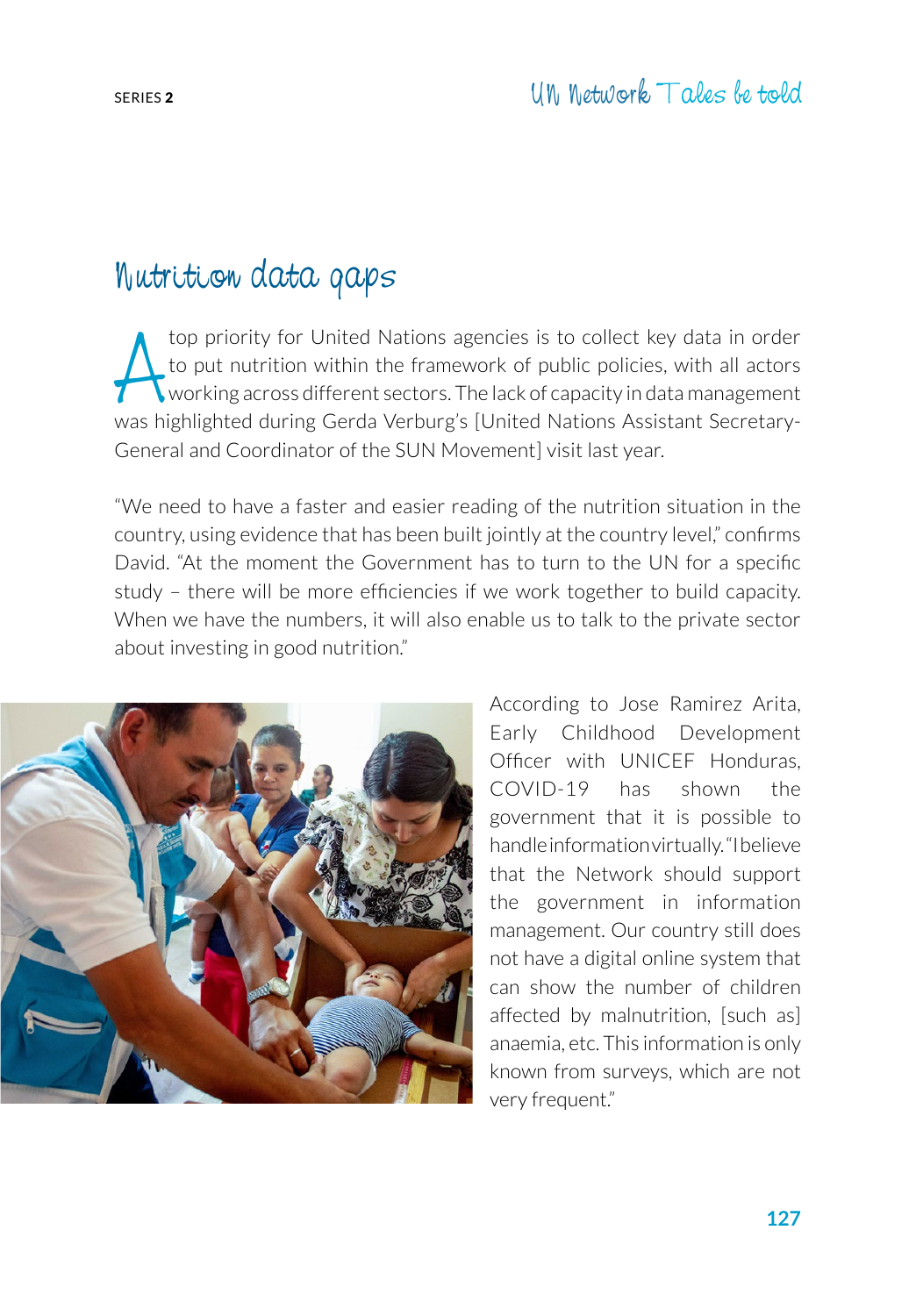## Nutrition data gaps

A top priority for United Nations agencies is to collect key data in order to put nutrition within the framework of public policies, with all actors working across different sectors. The lack of capacity in data management was highlighted during Gerda Verburg's [United Nations Assistant Secretary-General and Coordinator of the SUN Movement] visit last year.

"We need to have a faster and easier reading of the nutrition situation in the country, using evidence that has been built jointly at the country level," confirms David. "At the moment the Government has to turn to the UN for a specific study – there will be more efficiencies if we work together to build capacity. When we have the numbers, it will also enable us to talk to the private sector about investing in good nutrition."

According to Jose Ramirez Arita, Early Childhood Development Officer with UNICEF Honduras, COVID-19 has shown the government that it is possible to handle information virtually. "I believe that the Network should support the government in information management. Our country still does not have a digital online system that can show the number of children affected by malnutrition, [such as] anaemia, etc. This information is only known from surveys, which are not very frequent."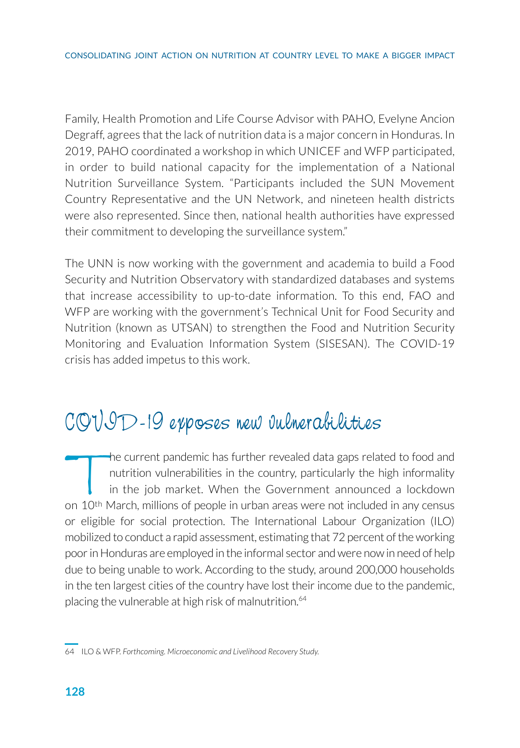Family, Health Promotion and Life Course Advisor with PAHO, Evelyne Ancion Degraff, agrees that the lack of nutrition data is a major concern in Honduras. In 2019, PAHO coordinated a workshop in which UNICEF and WFP participated, in order to build national capacity for the implementation of a National Nutrition Surveillance System. "Participants included the SUN Movement Country Representative and the UN Network, and nineteen health districts were also represented. Since then, national health authorities have expressed their commitment to developing the surveillance system."

The UNN is now working with the government and academia to build a Food Security and Nutrition Observatory with standardized databases and systems that increase accessibility to up-to-date information. To this end, FAO and WFP are working with the government's Technical Unit for Food Security and Nutrition (known as UTSAN) to strengthen the Food and Nutrition Security Monitoring and Evaluation Information System (SISESAN). The COVID-19 crisis has added impetus to this work.

## COVID-19 exposes new vulnerabilities

The current pandemic has further revealed data gaps related to food and nutrition vulnerabilities in the country, particularly the high informality in the job market. When the Government announced a lockdown on 10th March, millions of people in urban areas were not included in any census or eligible for social protection. The International Labour Organization (ILO) mobilized to conduct a rapid assessment, estimating that 72 percent of the working poor in Honduras are employed in the informal sector and were now in need of help due to being unable to work. According to the study, around 200,000 households in the ten largest cities of the country have lost their income due to the pandemic, placing the vulnerable at high risk of malnutrition.[64]

---

64 ILO & WFP. *Forthcoming. Microeconomic and Livelihood Recovery Study.*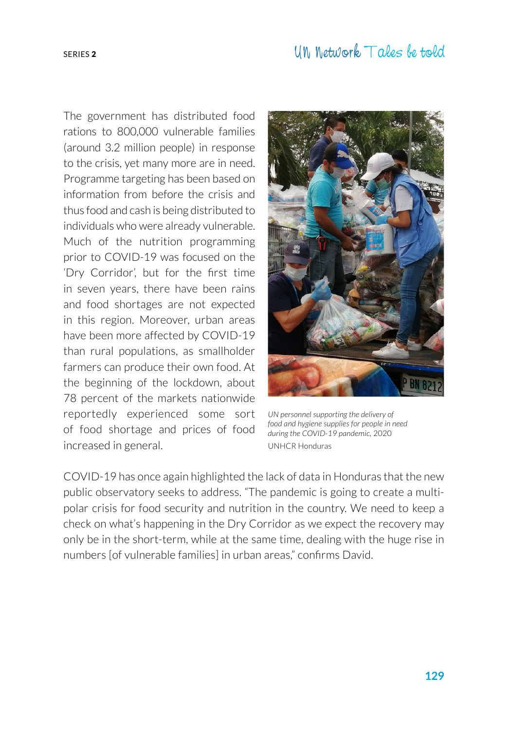The government has distributed food rations to 800,000 vulnerable families (around 3.2 million people) in response to the crisis, yet many more are in need. Programme targeting has been based on information from before the crisis and thus food and cash is being distributed to individuals who were already vulnerable. Much of the nutrition programming prior to COVID-19 was focused on the 'Dry Corridor', but for the first time in seven years, there have been rains and food shortages are not expected in this region. Moreover, urban areas have been more affected by COVID-19 than rural populations, as smallholder farmers can produce their own food. At the beginning of the lockdown, about 78 percent of the markets nationwide reportedly experienced some sort of food shortage and prices of food increased in general.

*UN personnel supporting the delivery of food and hygiene supplies for people in need during the COVID-19 pandemic,* 2020
UNHCR Honduras

COVID-19 has once again highlighted the lack of data in Honduras that the new public observatory seeks to address. "The pandemic is going to create a multi-polar crisis for food security and nutrition in the country. We need to keep a check on what's happening in the Dry Corridor as we expect the recovery may only be in the short-term, while at the same time, dealing with the huge rise in numbers [of vulnerable families] in urban areas," confirms David.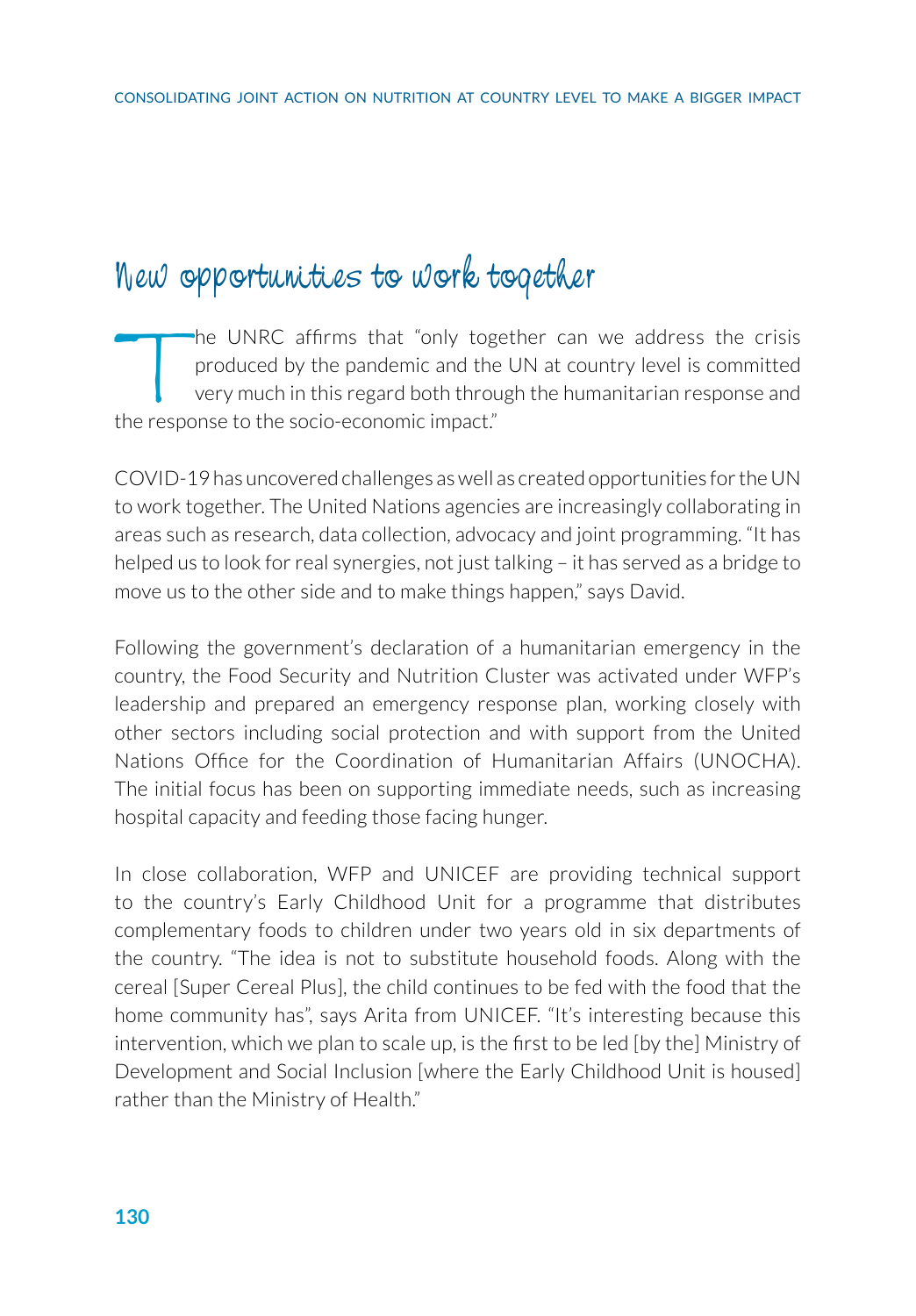## New opportunities to work together

The UNRC affirms that "only together can we address the crisis produced by the pandemic and the UN at country level is committed very much in this regard both through the humanitarian response and the response to the socio-economic impact."

COVID-19 has uncovered challenges as well as created opportunities for the UN to work together. The United Nations agencies are increasingly collaborating in areas such as research, data collection, advocacy and joint programming. "It has helped us to look for real synergies, not just talking – it has served as a bridge to move us to the other side and to make things happen," says David.

Following the government's declaration of a humanitarian emergency in the country, the Food Security and Nutrition Cluster was activated under WFP's leadership and prepared an emergency response plan, working closely with other sectors including social protection and with support from the United Nations Office for the Coordination of Humanitarian Affairs (UNOCHA). The initial focus has been on supporting immediate needs, such as increasing hospital capacity and feeding those facing hunger.

In close collaboration, WFP and UNICEF are providing technical support to the country's Early Childhood Unit for a programme that distributes complementary foods to children under two years old in six departments of the country. "The idea is not to substitute household foods. Along with the cereal [Super Cereal Plus], the child continues to be fed with the food that the home community has", says Arita from UNICEF. "It's interesting because this intervention, which we plan to scale up, is the first to be led [by the] Ministry of Development and Social Inclusion [where the Early Childhood Unit is housed] rather than the Ministry of Health."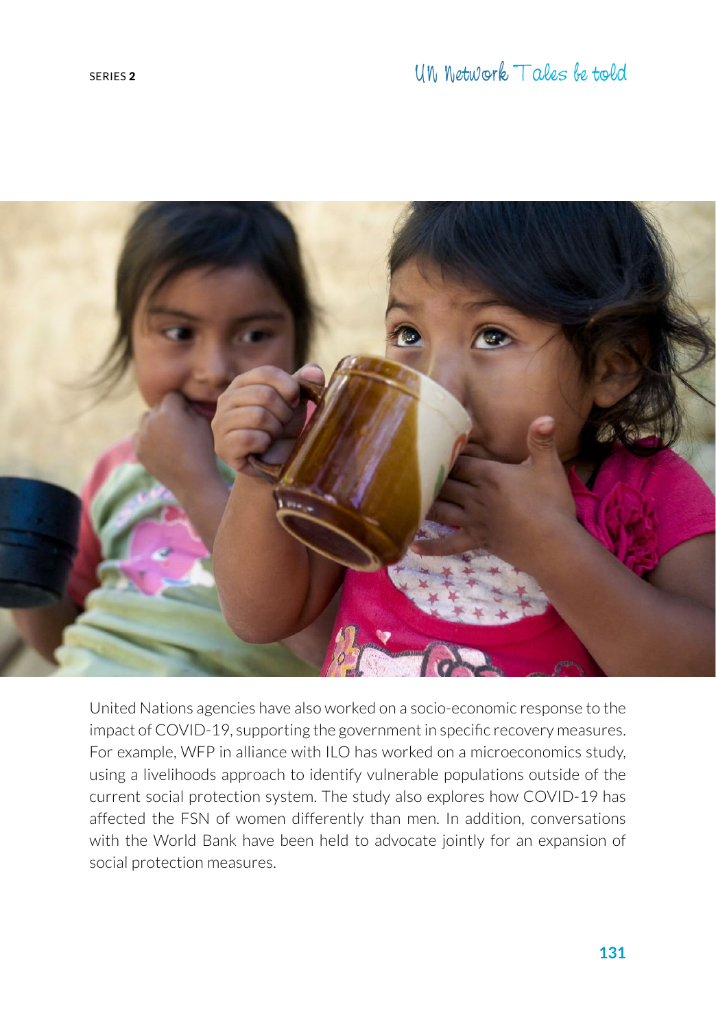United Nations agencies have also worked on a socio-economic response to the impact of COVID-19, supporting the government in specific recovery measures. For example, WFP in alliance with ILO has worked on a microeconomics study, using a livelihoods approach to identify vulnerable populations outside of the current social protection system. The study also explores how COVID-19 has affected the FSN of women differently than men. In addition, conversations with the World Bank have been held to advocate jointly for an expansion of social protection measures.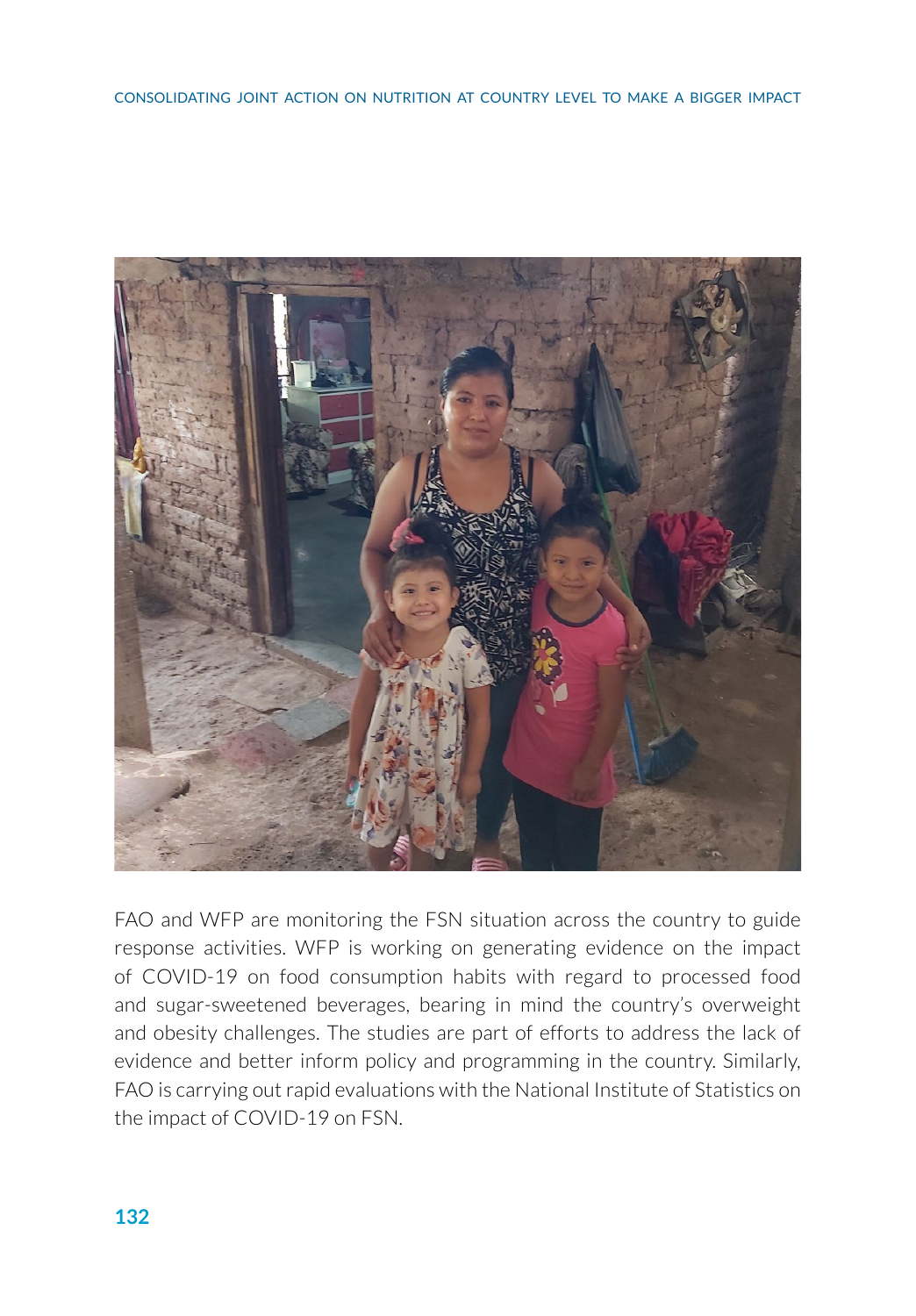FAO and WFP are monitoring the FSN situation across the country to guide response activities. WFP is working on generating evidence on the impact of COVID-19 on food consumption habits with regard to processed food and sugar-sweetened beverages, bearing in mind the country's overweight and obesity challenges. The studies are part of efforts to address the lack of evidence and better inform policy and programming in the country. Similarly, FAO is carrying out rapid evaluations with the National Institute of Statistics on the impact of COVID-19 on FSN.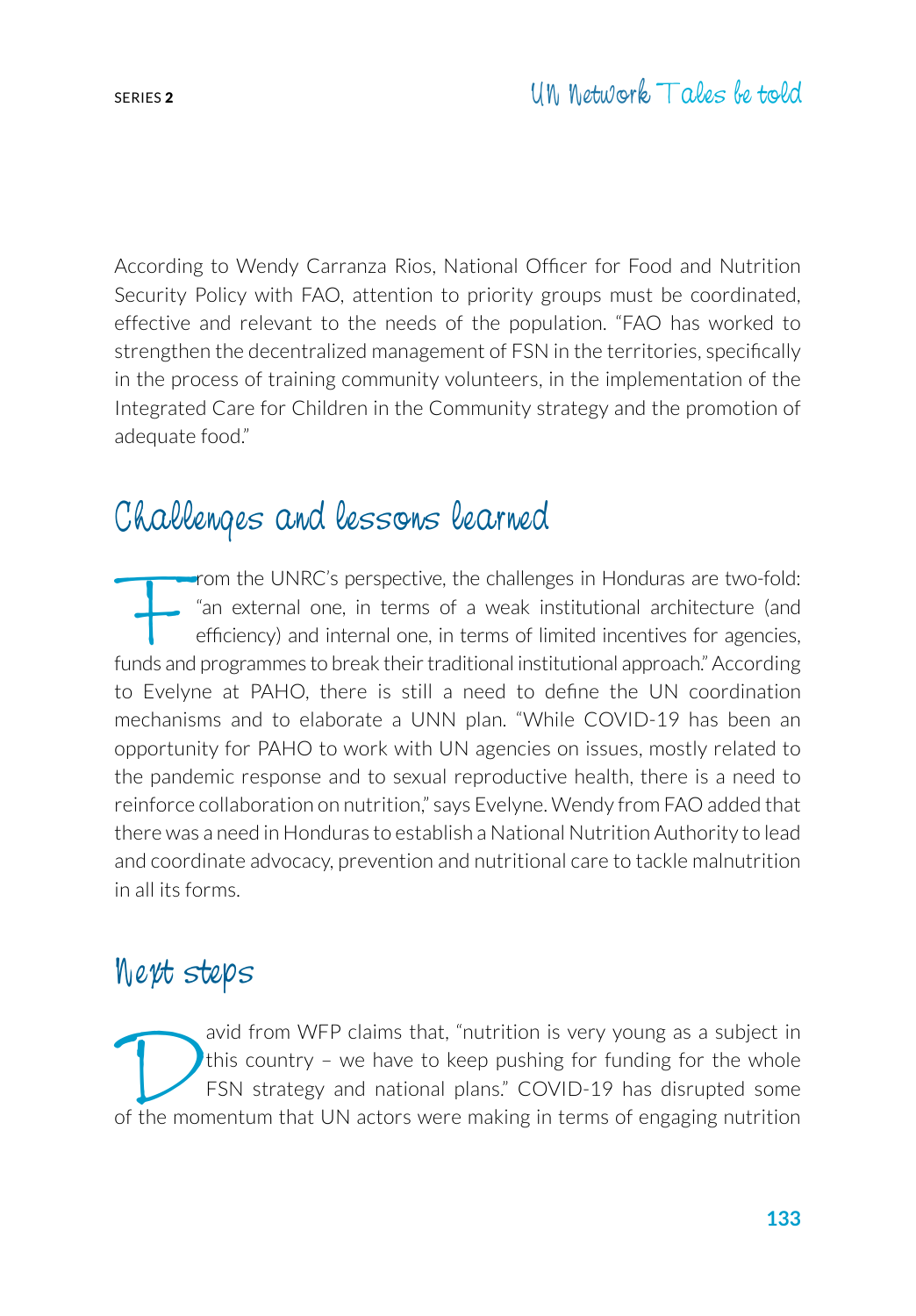According to Wendy Carranza Rios, National Officer for Food and Nutrition Security Policy with FAO, attention to priority groups must be coordinated, effective and relevant to the needs of the population. "FAO has worked to strengthen the decentralized management of FSN in the territories, specifically in the process of training community volunteers, in the implementation of the Integrated Care for Children in the Community strategy and the promotion of adequate food."

## Challenges and lessons learned

From the UNRC's perspective, the challenges in Honduras are two-fold: "an external one, in terms of a weak institutional architecture (and efficiency) and internal one, in terms of limited incentives for agencies, funds and programmes to break their traditional institutional approach." According to Evelyne at PAHO, there is still a need to define the UN coordination mechanisms and to elaborate a UNN plan. "While COVID-19 has been an opportunity for PAHO to work with UN agencies on issues, mostly related to the pandemic response and to sexual reproductive health, there is a need to reinforce collaboration on nutrition," says Evelyne. Wendy from FAO added that there was a need in Honduras to establish a National Nutrition Authority to lead and coordinate advocacy, prevention and nutritional care to tackle malnutrition in all its forms.

## Next steps

David from WFP claims that, "nutrition is very young as a subject in this country – we have to keep pushing for funding for the whole FSN strategy and national plans." COVID-19 has disrupted some of the momentum that UN actors were making in terms of engaging nutrition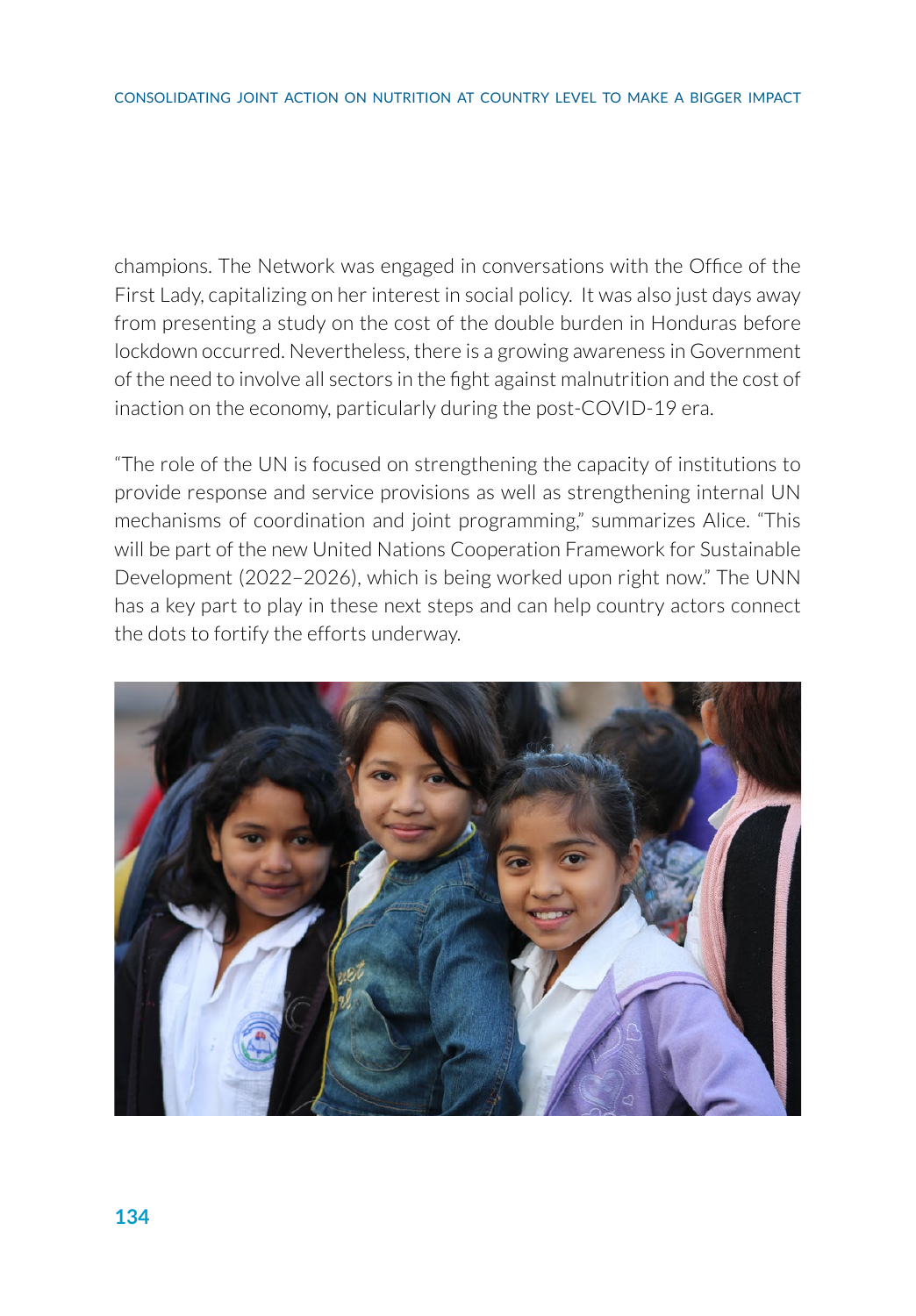champions. The Network was engaged in conversations with the Office of the First Lady, capitalizing on her interest in social policy.  It was also just days away from presenting a study on the cost of the double burden in Honduras before lockdown occurred. Nevertheless, there is a growing awareness in Government of the need to involve all sectors in the fight against malnutrition and the cost of inaction on the economy, particularly during the post-COVID-19 era.

"The role of the UN is focused on strengthening the capacity of institutions to provide response and service provisions as well as strengthening internal UN mechanisms of coordination and joint programming," summarizes Alice. "This will be part of the new United Nations Cooperation Framework for Sustainable Development (2022–2026), which is being worked upon right now." The UNN has a key part to play in these next steps and can help country actors connect the dots to fortify the efforts underway.